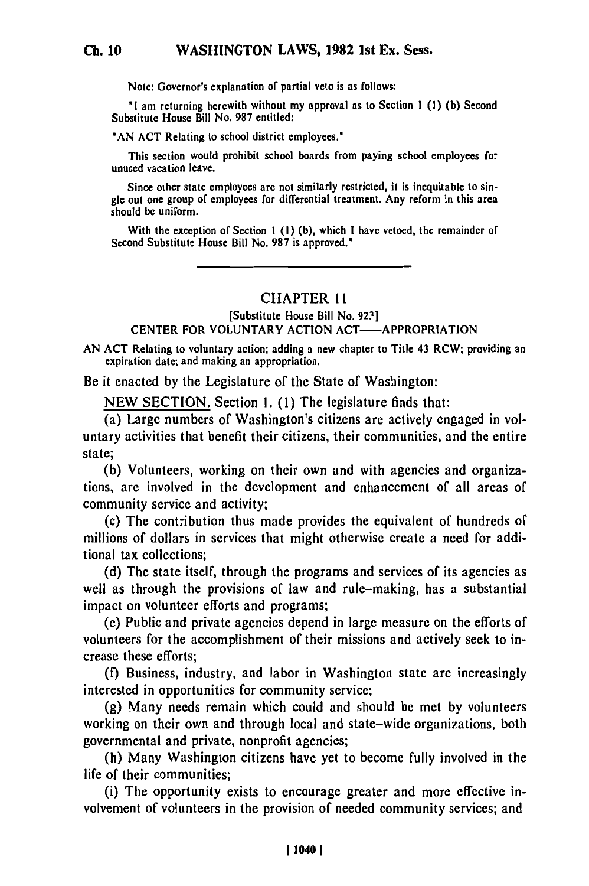Note: Governor's explanation of partial veto is as follows:

"I am returning herewith without my approval as to Section 1 (1) (b) Second Substitute House Bill No. 987 entitled:

"AN ACT Relating to school district employees."

This section would prohibit school boards from paying school employees for unused vacation leave.

Since other state employees are not similarly restricted, it is inequitable to single out one group of employees for differential treatment. Any reform in this area should be uniform.

With the exception of Section 1 (1) (b), which I have vetoed, the remainder of Second Substitute House Bill No. 987 is approved."

---

## CHAPTER 11

[Substitute House Bill No. 927]

CENTER FOR VOLUNTARY ACTION ACT——APPROPRIATION

AN ACT Relating to voluntary action; adding a new chapter to Title 43 RCW; providing an expiration date; and making an appropriation.

Be it enacted by the Legislature of the State of Washington:

NEW SECTION. Section 1. (1) The legislature finds that:

(a) Large numbers of Washington's citizens are actively engaged in voluntary activities that benefit their citizens, their communities, and the entire state;

(b) Volunteers, working on their own and with agencies and organizations, are involved in the development and enhancement of all areas of community service and activity;

(c) The contribution thus made provides the equivalent of hundreds of millions of dollars in services that might otherwise create a need for additional tax collections;

(d) The state itself, through the programs and services of its agencies as well as through the provisions of law and rule-making, has a substantial impact on volunteer efforts and programs;

(e) Public and private agencies depend in large measure on the efforts of volunteers for the accomplishment of their missions and actively seek to increase these efforts;

(f) Business, industry, and labor in Washington state are increasingly interested in opportunities for community service;

(g) Many needs remain which could and should be met by volunteers working on their own and through local and state-wide organizations, both governmental and private, nonprofit agencies;

(h) Many Washington citizens have yet to become fully involved in the life of their communities;

(i) The opportunity exists to encourage greater and more effective involvement of volunteers in the provision of needed community services; and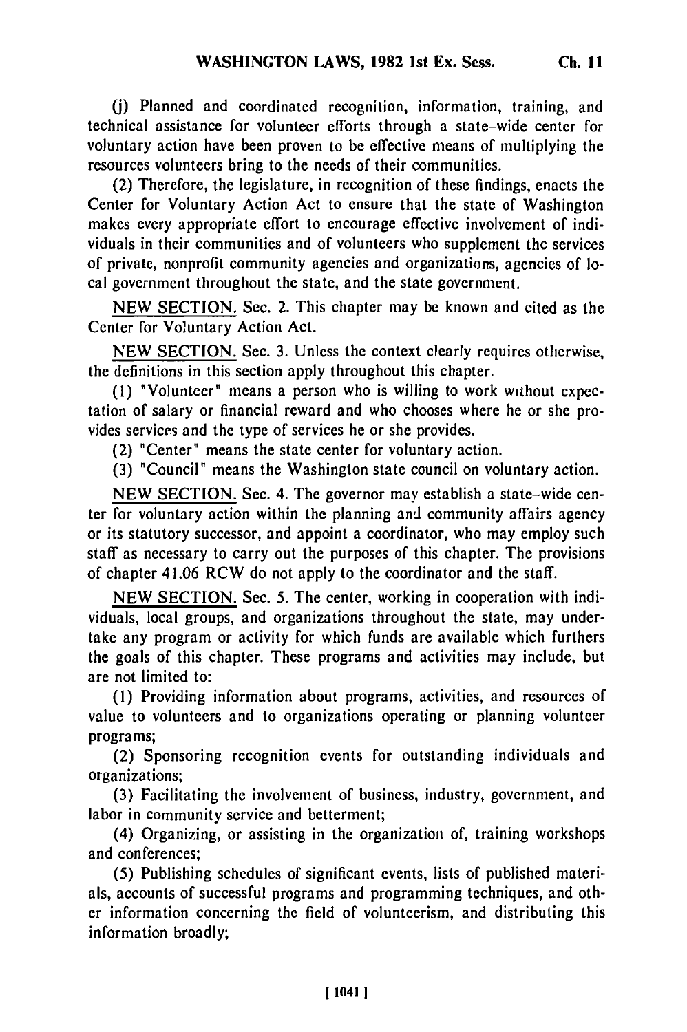(j) Planned and coordinated recognition, information, training, and technical assistance for volunteer efforts through a state-wide center for voluntary action have been proven to be effective means of multiplying the resources volunteers bring to the needs of their communities.

(2) Therefore, the legislature, in recognition of these findings, enacts the Center for Voluntary Action Act to ensure that the state of Washington makes every appropriate effort to encourage effective involvement of individuals in their communities and of volunteers who supplement the services of private, nonprofit community agencies and organizations, agencies of local government throughout the state, and the state government.

NEW SECTION. Sec. 2. This chapter may be known and cited as the Center for Voluntary Action Act.

NEW SECTION. Sec. 3. Unless the context clearly requires otherwise, the definitions in this section apply throughout this chapter.

(1) "Volunteer" means a person who is willing to work without expectation of salary or financial reward and who chooses where he or she provides services and the type of services he or she provides.

(2) "Center" means the state center for voluntary action.

(3) "Council" means the Washington state council on voluntary action.

NEW SECTION. Sec. 4. The governor may establish a state-wide center for voluntary action within the planning and community affairs agency or its statutory successor, and appoint a coordinator, who may employ such staff as necessary to carry out the purposes of this chapter. The provisions of chapter 41.06 RCW do not apply to the coordinator and the staff.

NEW SECTION. Sec. 5. The center, working in cooperation with individuals, local groups, and organizations throughout the state, may undertake any program or activity for which funds are available which furthers the goals of this chapter. These programs and activities may include, but are not limited to:

(1) Providing information about programs, activities, and resources of value to volunteers and to organizations operating or planning volunteer programs;

(2) Sponsoring recognition events for outstanding individuals and organizations;

(3) Facilitating the involvement of business, industry, government, and labor in community service and betterment;

(4) Organizing, or assisting in the organization of, training workshops and conferences;

(5) Publishing schedules of significant events, lists of published materials, accounts of successful programs and programming techniques, and other information concerning the field of volunteerism, and distributing this information broadly;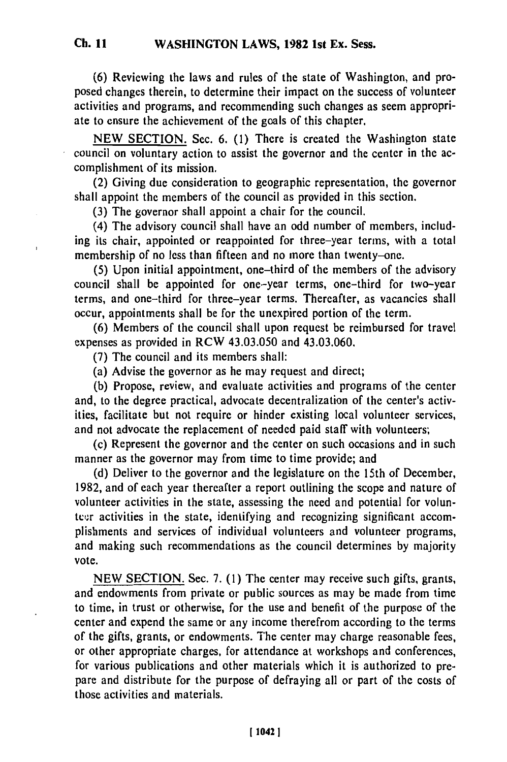(6) Reviewing the laws and rules of the state of Washington, and proposed changes therein, to determine their impact on the success of volunteer activities and programs, and recommending such changes as seem appropriate to ensure the achievement of the goals of this chapter.

NEW SECTION. Sec. 6. (1) There is created the Washington state council on voluntary action to assist the governor and the center in the accomplishment of its mission.

(2) Giving due consideration to geographic representation, the governor shall appoint the members of the council as provided in this section.

(3) The governor shall appoint a chair for the council.

(4) The advisory council shall have an odd number of members, including its chair, appointed or reappointed for three-year terms, with a total membership of no less than fifteen and no more than twenty-one.

(5) Upon initial appointment, one-third of the members of the advisory council shall be appointed for one-year terms, one-third for two-year terms, and one-third for three-year terms. Thereafter, as vacancies shall occur, appointments shall be for the unexpired portion of the term.

(6) Members of the council shall upon request be reimbursed for travel expenses as provided in RCW 43.03.050 and 43.03.060.

(7) The council and its members shall:

(a) Advise the governor as he may request and direct;

(b) Propose, review, and evaluate activities and programs of the center and, to the degree practical, advocate decentralization of the center's activities, facilitate but not require or hinder existing local volunteer services, and not advocate the replacement of needed paid staff with volunteers;

(c) Represent the governor and the center on such occasions and in such manner as the governor may from time to time provide; and

(d) Deliver to the governor and the legislature on the 15th of December, 1982, and of each year thereafter a report outlining the scope and nature of volunteer activities in the state, assessing the need and potential for volunteer activities in the state, identifying and recognizing significant accomplishments and services of individual volunteers and volunteer programs, and making such recommendations as the council determines by majority vote.

NEW SECTION. Sec. 7. (1) The center may receive such gifts, grants, and endowments from private or public sources as may be made from time to time, in trust or otherwise, for the use and benefit of the purpose of the center and expend the same or any income therefrom according to the terms of the gifts, grants, or endowments. The center may charge reasonable fees, or other appropriate charges, for attendance at workshops and conferences, for various publications and other materials which it is authorized to prepare and distribute for the purpose of defraying all or part of the costs of those activities and materials.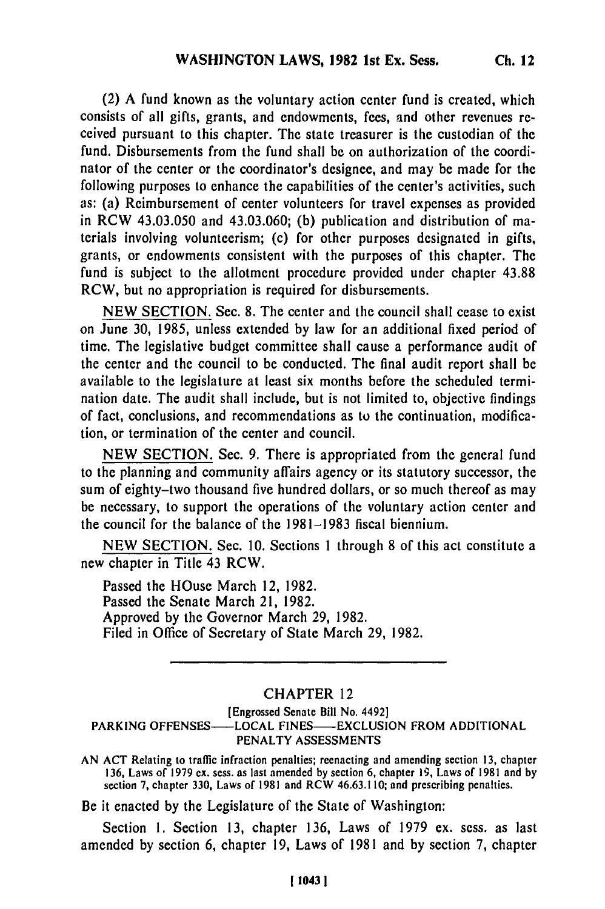(2) A fund known as the voluntary action center fund is created, which consists of all gifts, grants, and endowments, fees, and other revenues received pursuant to this chapter. The state treasurer is the custodian of the fund. Disbursements from the fund shall be on authorization of the coordinator of the center or the coordinator's designee, and may be made for the following purposes to enhance the capabilities of the center's activities, such as: (a) Reimbursement of center volunteers for travel expenses as provided in RCW 43.03.050 and 43.03.060; (b) publication and distribution of materials involving volunteerism; (c) for other purposes designated in gifts, grants, or endowments consistent with the purposes of this chapter. The fund is subject to the allotment procedure provided under chapter 43.88 RCW, but no appropriation is required for disbursements.

NEW SECTION. Sec. 8. The center and the council shall cease to exist on June 30, 1985, unless extended by law for an additional fixed period of time. The legislative budget committee shall cause a performance audit of the center and the council to be conducted. The final audit report shall be available to the legislature at least six months before the scheduled termination date. The audit shall include, but is not limited to, objective findings of fact, conclusions, and recommendations as to the continuation, modification, or termination of the center and council.

NEW SECTION. Sec. 9. There is appropriated from the general fund to the planning and community affairs agency or its statutory successor, the sum of eighty-two thousand five hundred dollars, or so much thereof as may be necessary, to support the operations of the voluntary action center and the council for the balance of the 1981-1983 fiscal biennium.

NEW SECTION. Sec. 10. Sections 1 through 8 of this act constitute a new chapter in Title 43 RCW.

Passed the HOusc March 12, 1982.
Passed the Senate March 21, 1982.
Approved by the Governor March 29, 1982.
Filed in Office of Secretary of State March 29, 1982.

---

## CHAPTER 12

[Engrossed Senate Bill No. 4492]

PARKING OFFENSES——LOCAL FINES——EXCLUSION FROM ADDITIONAL PENALTY ASSESSMENTS

AN ACT Relating to traffic infraction penalties; reenacting and amending section 13, chapter 136, Laws of 1979 ex. sess. as last amended by section 6, chapter 19, Laws of 1981 and by section 7, chapter 330, Laws of 1981 and RCW 46.63.110; and prescribing penalties.

Be it enacted by the Legislature of the State of Washington:

Section 1. Section 13, chapter 136, Laws of 1979 ex. sess. as last amended by section 6, chapter 19, Laws of 1981 and by section 7, chapter